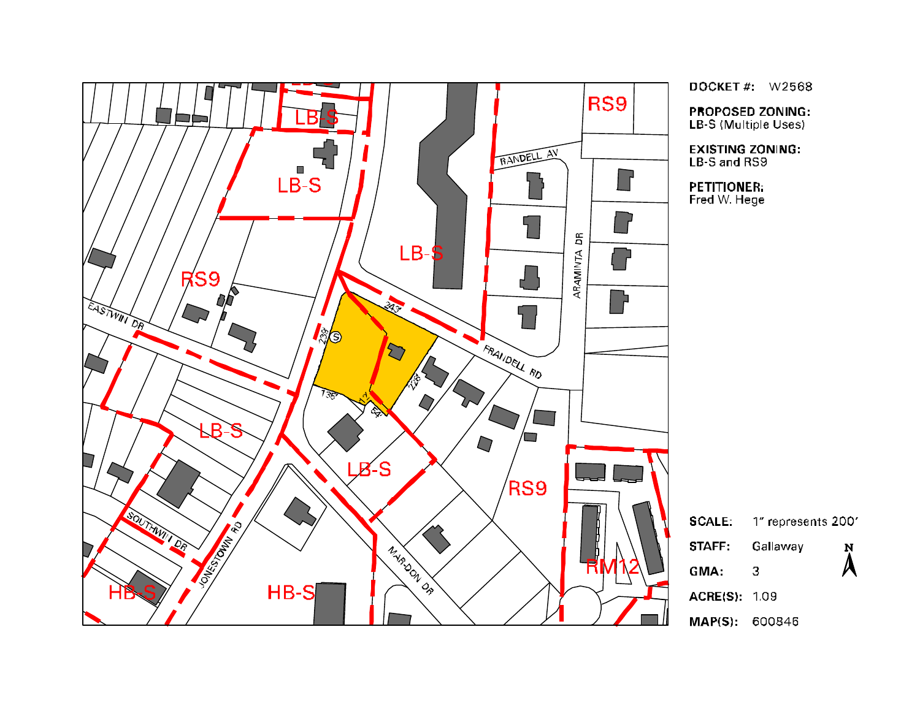**DOCKET #:** W2568

**PROPOSED ZONING:**
LB-S (Multiple Uses)

**EXISTING ZONING:**
LB-S and RS9

**PETITIONER:**
Fred W. Hege

| | |
|---|---|
| **SCALE:** | 1" represents 200' |
| **STAFF:** | Gallaway |
| **GMA:** | 3 |
| **ACRE(S):** | 1.09 |
| **MAP(S):** | 600846 |

RS9 LB-S LB-S LB-S RS9 LB-S LB-S RS9 RM12 HB-S HB-S

RANDELL AV ARAMINTA DR EASTWIN DR FRANDELL RD SOUTHWIN DR JONESTOWN RD MAR-DON DR

243 239 228 135' 12' 54'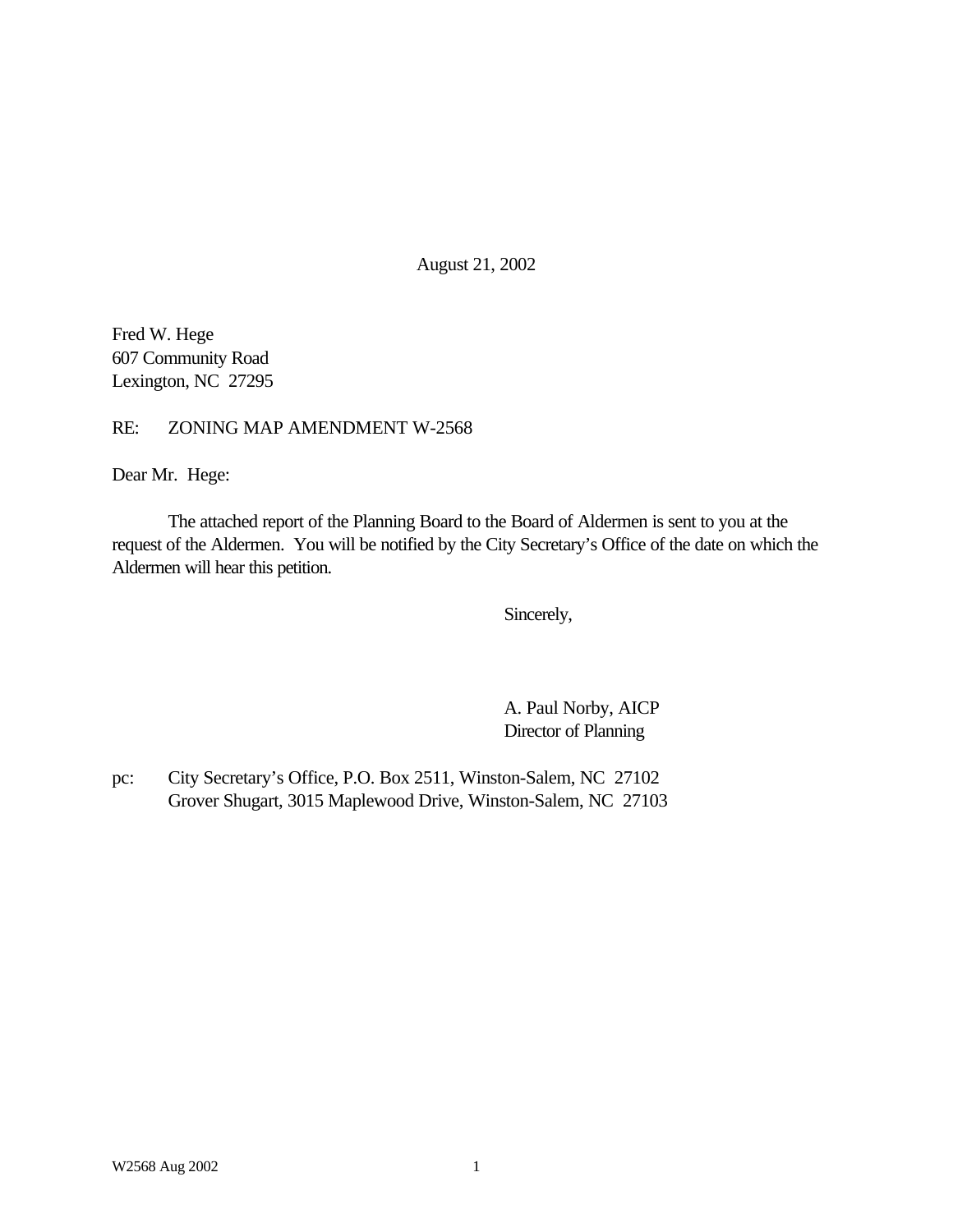August 21, 2002

Fred W. Hege
607 Community Road
Lexington, NC 27295

RE: ZONING MAP AMENDMENT W-2568

Dear Mr. Hege:

The attached report of the Planning Board to the Board of Aldermen is sent to you at the request of the Aldermen. You will be notified by the City Secretary's Office of the date on which the Aldermen will hear this petition.

Sincerely,

A. Paul Norby, AICP
Director of Planning

pc: City Secretary's Office, P.O. Box 2511, Winston-Salem, NC 27102
Grover Shugart, 3015 Maplewood Drive, Winston-Salem, NC 27103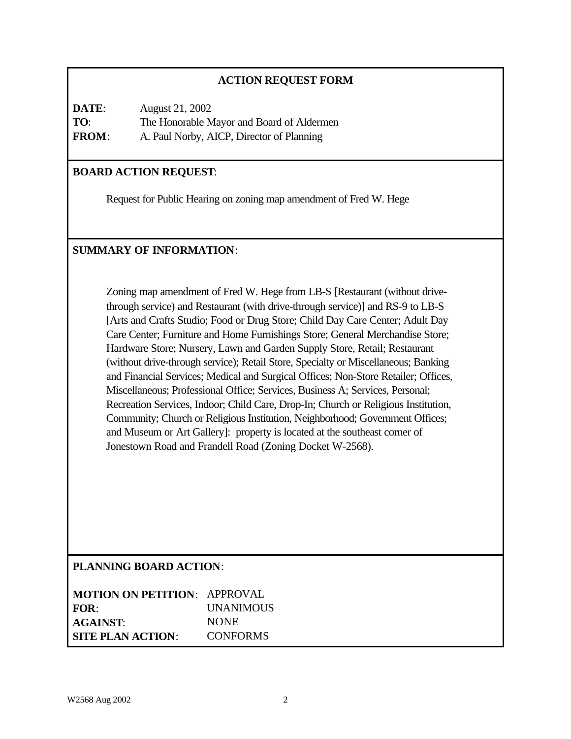## ACTION REQUEST FORM

**DATE**: August 21, 2002
**TO**: The Honorable Mayor and Board of Aldermen
**FROM**: A. Paul Norby, AICP, Director of Planning

**BOARD ACTION REQUEST**:

Request for Public Hearing on zoning map amendment of Fred W. Hege

**SUMMARY OF INFORMATION**:

Zoning map amendment of Fred W. Hege from LB-S [Restaurant (without drive-through service) and Restaurant (with drive-through service)] and RS-9 to LB-S [Arts and Crafts Studio; Food or Drug Store; Child Day Care Center; Adult Day Care Center; Furniture and Home Furnishings Store; General Merchandise Store; Hardware Store; Nursery, Lawn and Garden Supply Store, Retail; Restaurant (without drive-through service); Retail Store, Specialty or Miscellaneous; Banking and Financial Services; Medical and Surgical Offices; Non-Store Retailer; Offices, Miscellaneous; Professional Office; Services, Business A; Services, Personal; Recreation Services, Indoor; Child Care, Drop-In; Church or Religious Institution, Community; Church or Religious Institution, Neighborhood; Government Offices; and Museum or Art Gallery]: property is located at the southeast corner of Jonestown Road and Frandell Road (Zoning Docket W-2568).

**PLANNING BOARD ACTION**:

**MOTION ON PETITION**: APPROVAL
**FOR**: UNANIMOUS
**AGAINST**: NONE
**SITE PLAN ACTION**: CONFORMS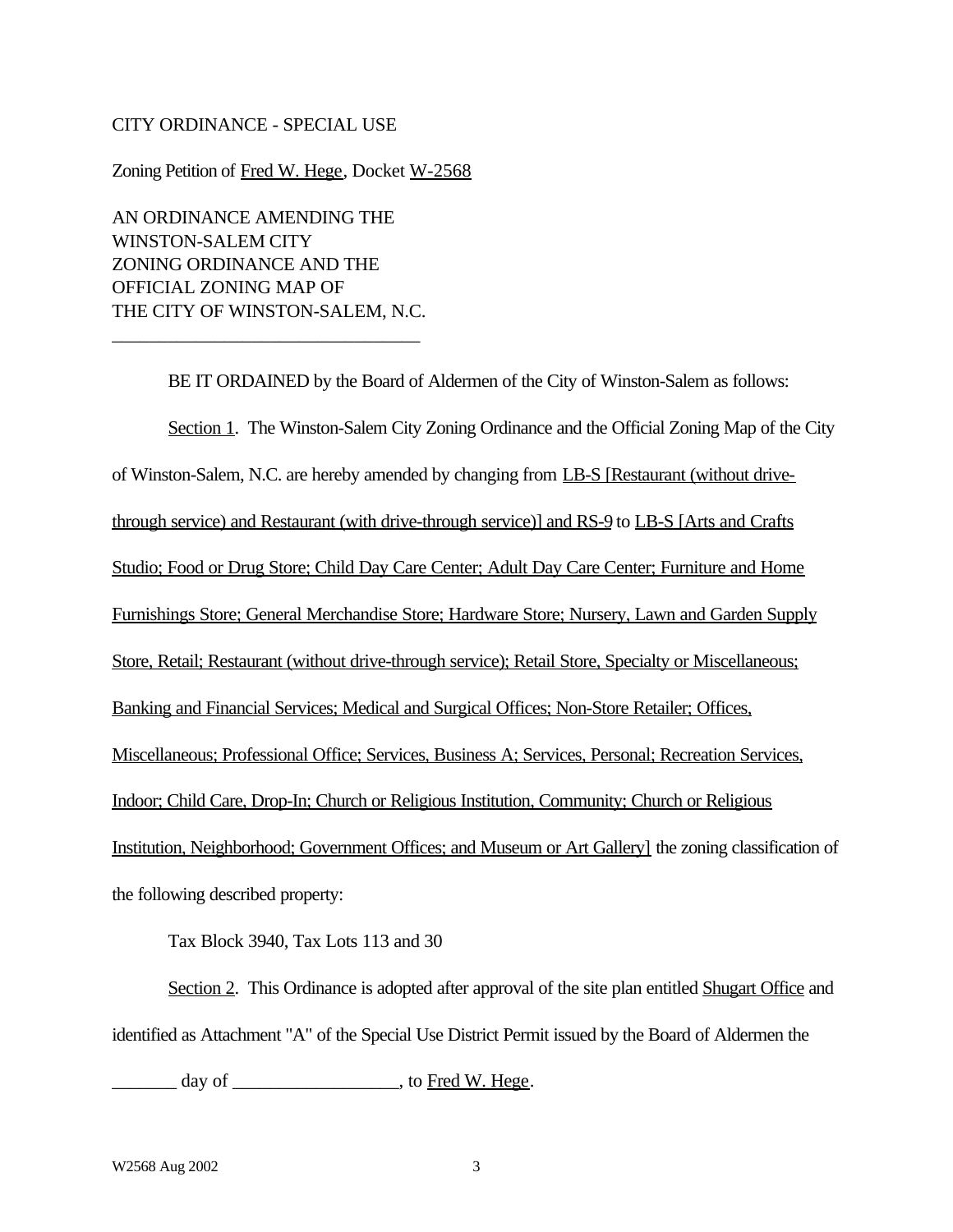CITY ORDINANCE - SPECIAL USE

Zoning Petition of Fred W. Hege, Docket W-2568

AN ORDINANCE AMENDING THE
WINSTON-SALEM CITY
ZONING ORDINANCE AND THE
OFFICIAL ZONING MAP OF
THE CITY OF WINSTON-SALEM, N.C.

---

BE IT ORDAINED by the Board of Aldermen of the City of Winston-Salem as follows:

Section 1. The Winston-Salem City Zoning Ordinance and the Official Zoning Map of the City of Winston-Salem, N.C. are hereby amended by changing from LB-S [Restaurant (without drive-through service) and Restaurant (with drive-through service)] and RS-9 to LB-S [Arts and Crafts Studio; Food or Drug Store; Child Day Care Center; Adult Day Care Center; Furniture and Home Furnishings Store; General Merchandise Store; Hardware Store; Nursery, Lawn and Garden Supply Store, Retail; Restaurant (without drive-through service); Retail Store, Specialty or Miscellaneous; Banking and Financial Services; Medical and Surgical Offices; Non-Store Retailer; Offices, Miscellaneous; Professional Office; Services, Business A; Services, Personal; Recreation Services, Indoor; Child Care, Drop-In; Church or Religious Institution, Community; Church or Religious Institution, Neighborhood; Government Offices; and Museum or Art Gallery] the zoning classification of the following described property:

Tax Block 3940, Tax Lots 113 and 30

Section 2. This Ordinance is adopted after approval of the site plan entitled Shugart Office and identified as Attachment "A" of the Special Use District Permit issued by the Board of Aldermen the _______ day of __________________, to Fred W. Hege.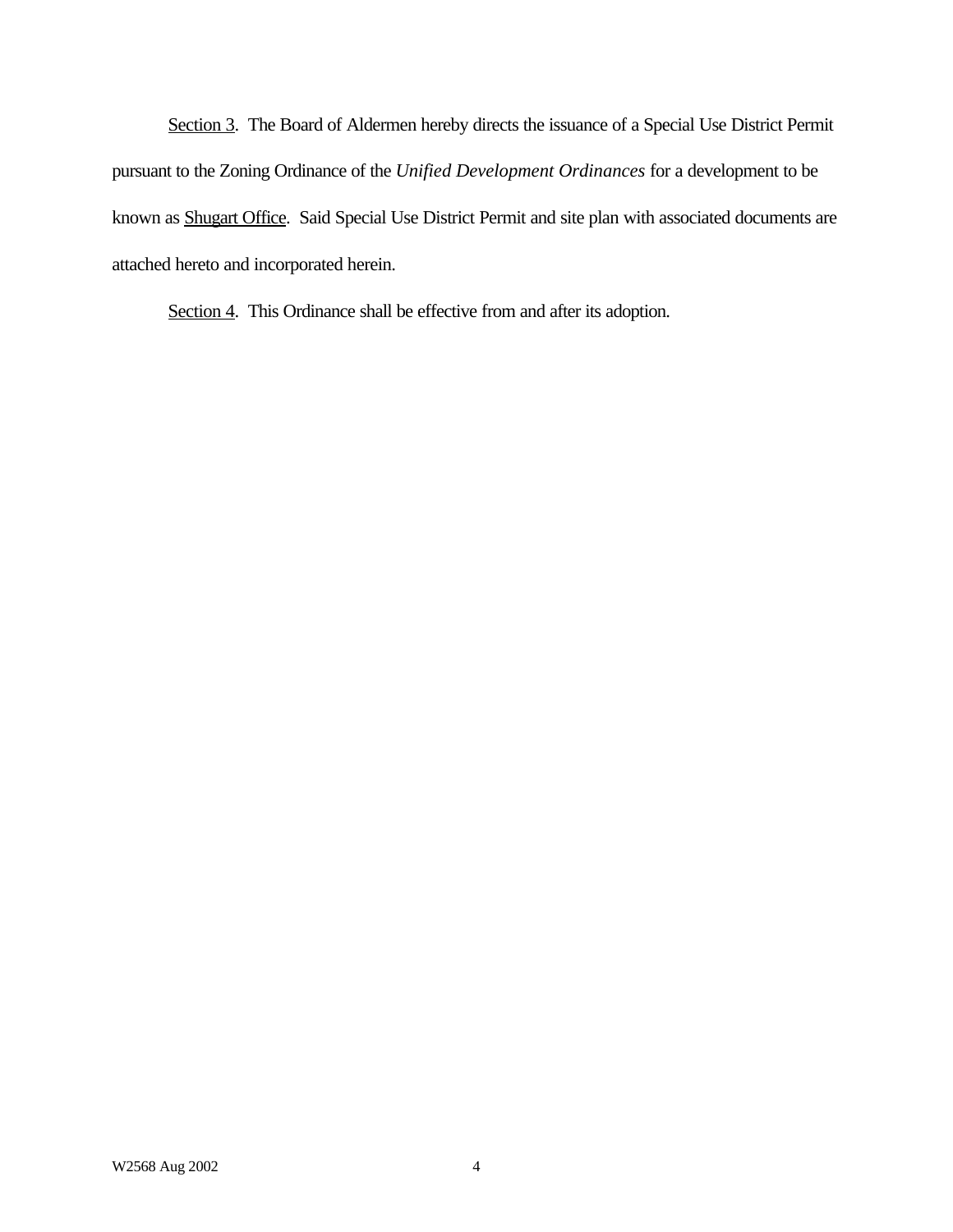Section 3. The Board of Aldermen hereby directs the issuance of a Special Use District Permit pursuant to the Zoning Ordinance of the *Unified Development Ordinances* for a development to be known as Shugart Office. Said Special Use District Permit and site plan with associated documents are attached hereto and incorporated herein.

Section 4. This Ordinance shall be effective from and after its adoption.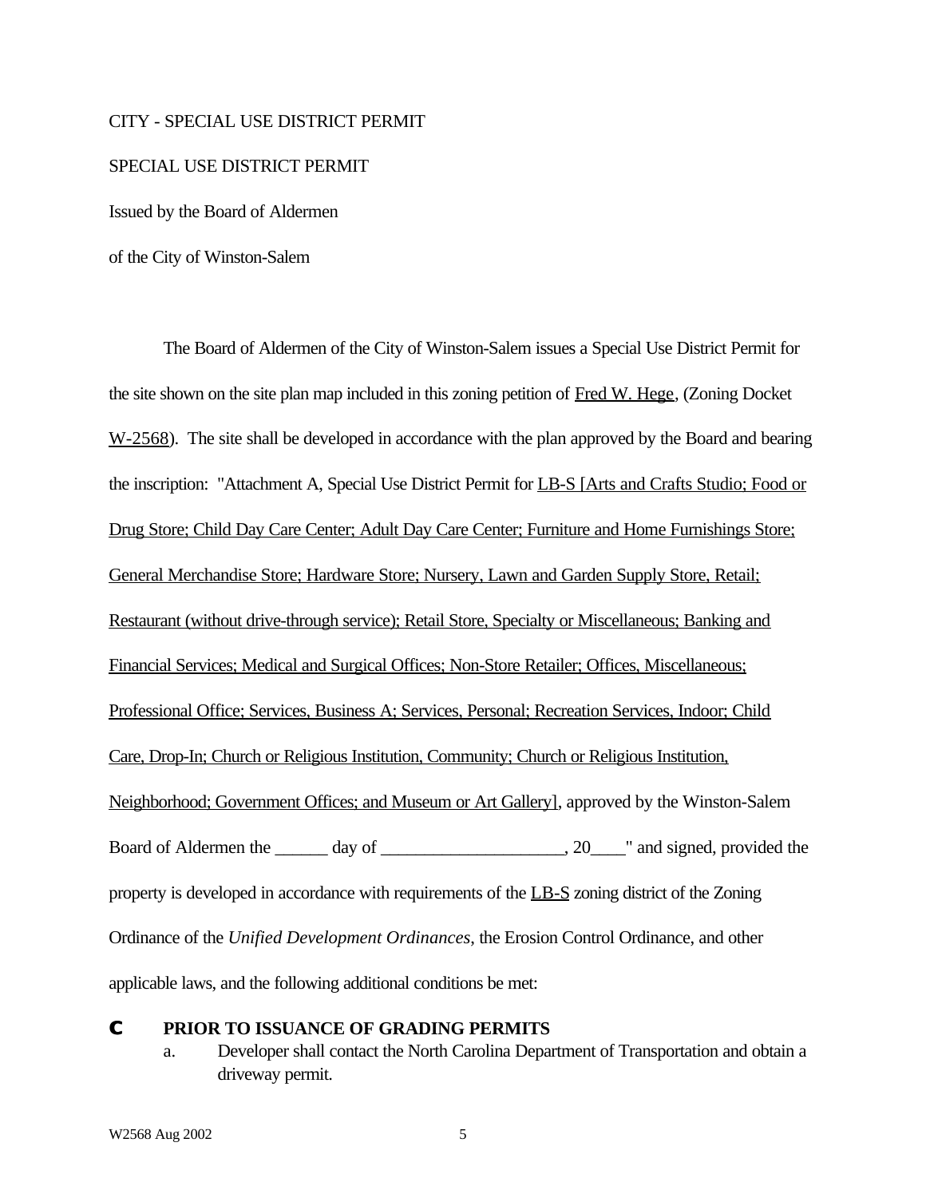CITY - SPECIAL USE DISTRICT PERMIT

SPECIAL USE DISTRICT PERMIT

Issued by the Board of Aldermen

of the City of Winston-Salem

The Board of Aldermen of the City of Winston-Salem issues a Special Use District Permit for the site shown on the site plan map included in this zoning petition of Fred W. Hege, (Zoning Docket W-2568). The site shall be developed in accordance with the plan approved by the Board and bearing the inscription: "Attachment A, Special Use District Permit for LB-S [Arts and Crafts Studio; Food or Drug Store; Child Day Care Center; Adult Day Care Center; Furniture and Home Furnishings Store; General Merchandise Store; Hardware Store; Nursery, Lawn and Garden Supply Store, Retail; Restaurant (without drive-through service); Retail Store, Specialty or Miscellaneous; Banking and Financial Services; Medical and Surgical Offices; Non-Store Retailer; Offices, Miscellaneous; Professional Office; Services, Business A; Services, Personal; Recreation Services, Indoor; Child Care, Drop-In; Church or Religious Institution, Community; Church or Religious Institution, Neighborhood; Government Offices; and Museum or Art Gallery], approved by the Winston-Salem Board of Aldermen the ______ day of ____________________, 20____" and signed, provided the property is developed in accordance with requirements of the LB-S zoning district of the Zoning Ordinance of the *Unified Development Ordinances*, the Erosion Control Ordinance, and other applicable laws, and the following additional conditions be met:

- **PRIOR TO ISSUANCE OF GRADING PERMITS**
  a. Developer shall contact the North Carolina Department of Transportation and obtain a driveway permit.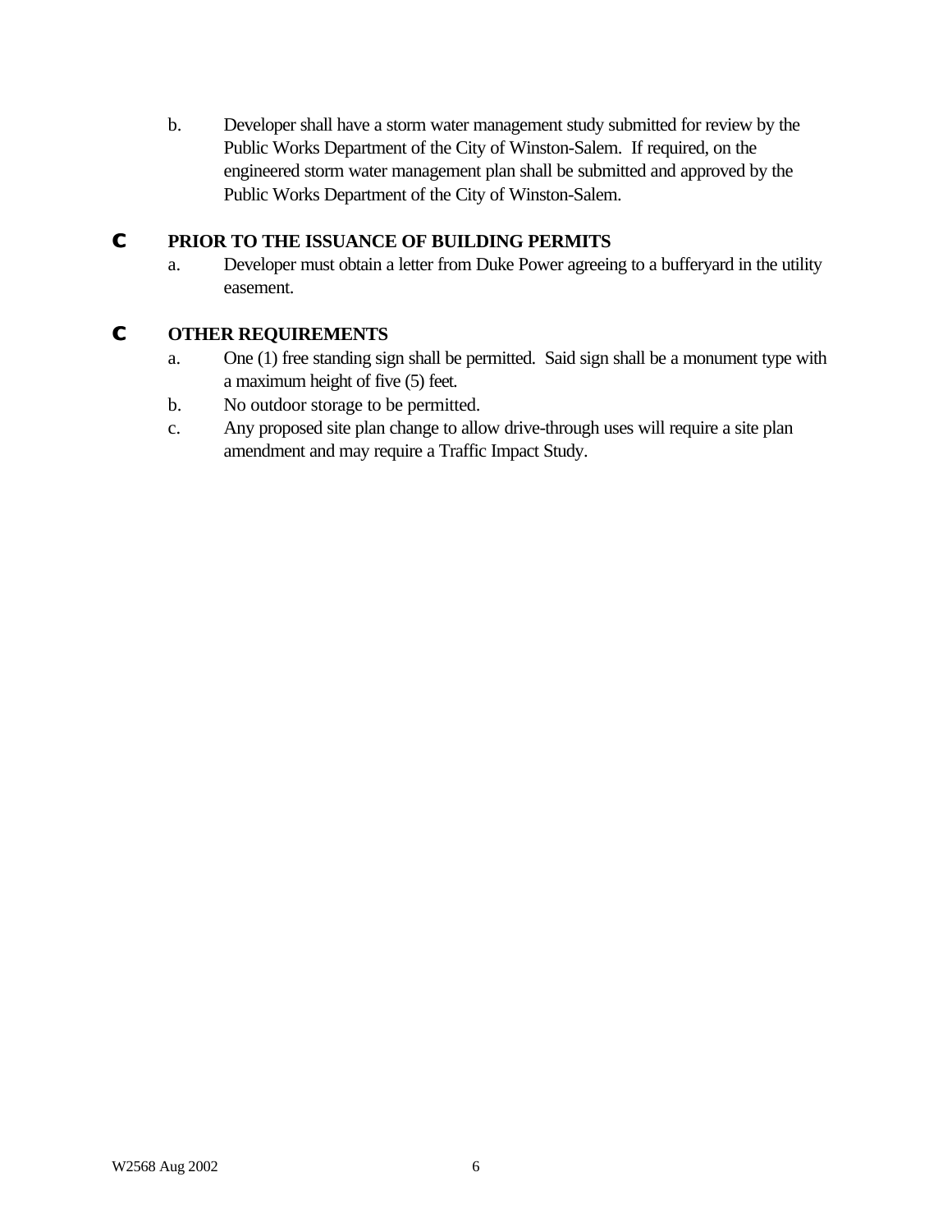b. Developer shall have a storm water management study submitted for review by the Public Works Department of the City of Winston-Salem. If required, on the engineered storm water management plan shall be submitted and approved by the Public Works Department of the City of Winston-Salem.

- **PRIOR TO THE ISSUANCE OF BUILDING PERMITS**
  a. Developer must obtain a letter from Duke Power agreeing to a bufferyard in the utility easement.

- **OTHER REQUIREMENTS**
  a. One (1) free standing sign shall be permitted. Said sign shall be a monument type with a maximum height of five (5) feet.
  b. No outdoor storage to be permitted.
  c. Any proposed site plan change to allow drive-through uses will require a site plan amendment and may require a Traffic Impact Study.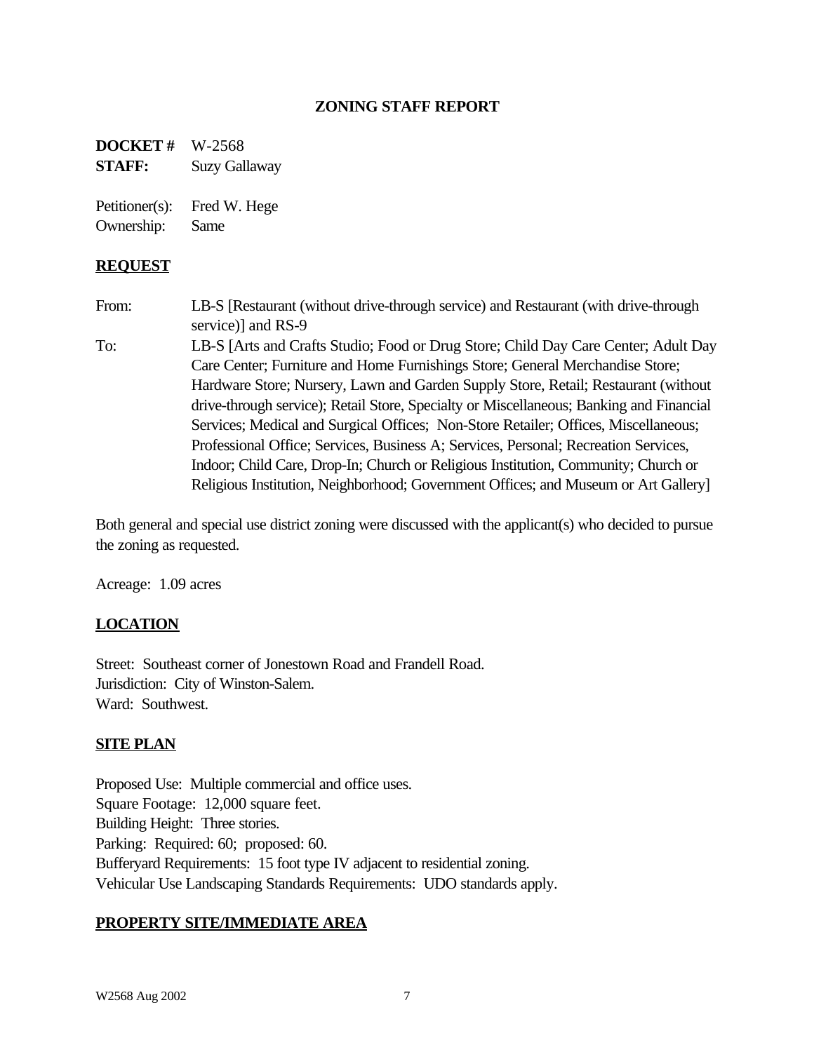## ZONING STAFF REPORT

**DOCKET #** W-2568
**STAFF:** Suzy Gallaway

Petitioner(s): Fred W. Hege
Ownership: Same

### REQUEST

From: LB-S [Restaurant (without drive-through service) and Restaurant (with drive-through service)] and RS-9

To: LB-S [Arts and Crafts Studio; Food or Drug Store; Child Day Care Center; Adult Day Care Center; Furniture and Home Furnishings Store; General Merchandise Store; Hardware Store; Nursery, Lawn and Garden Supply Store, Retail; Restaurant (without drive-through service); Retail Store, Specialty or Miscellaneous; Banking and Financial Services; Medical and Surgical Offices; Non-Store Retailer; Offices, Miscellaneous; Professional Office; Services, Business A; Services, Personal; Recreation Services, Indoor; Child Care, Drop-In; Church or Religious Institution, Community; Church or Religious Institution, Neighborhood; Government Offices; and Museum or Art Gallery]

Both general and special use district zoning were discussed with the applicant(s) who decided to pursue the zoning as requested.

Acreage: 1.09 acres

### LOCATION

Street: Southeast corner of Jonestown Road and Frandell Road.
Jurisdiction: City of Winston-Salem.
Ward: Southwest.

### SITE PLAN

Proposed Use: Multiple commercial and office uses.
Square Footage: 12,000 square feet.
Building Height: Three stories.
Parking: Required: 60; proposed: 60.
Bufferyard Requirements: 15 foot type IV adjacent to residential zoning.
Vehicular Use Landscaping Standards Requirements: UDO standards apply.

### PROPERTY SITE/IMMEDIATE AREA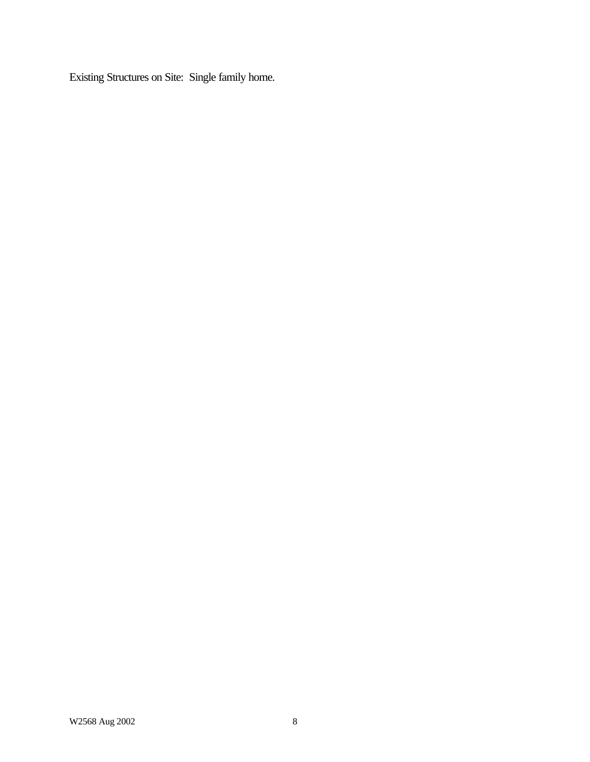Existing Structures on Site: Single family home.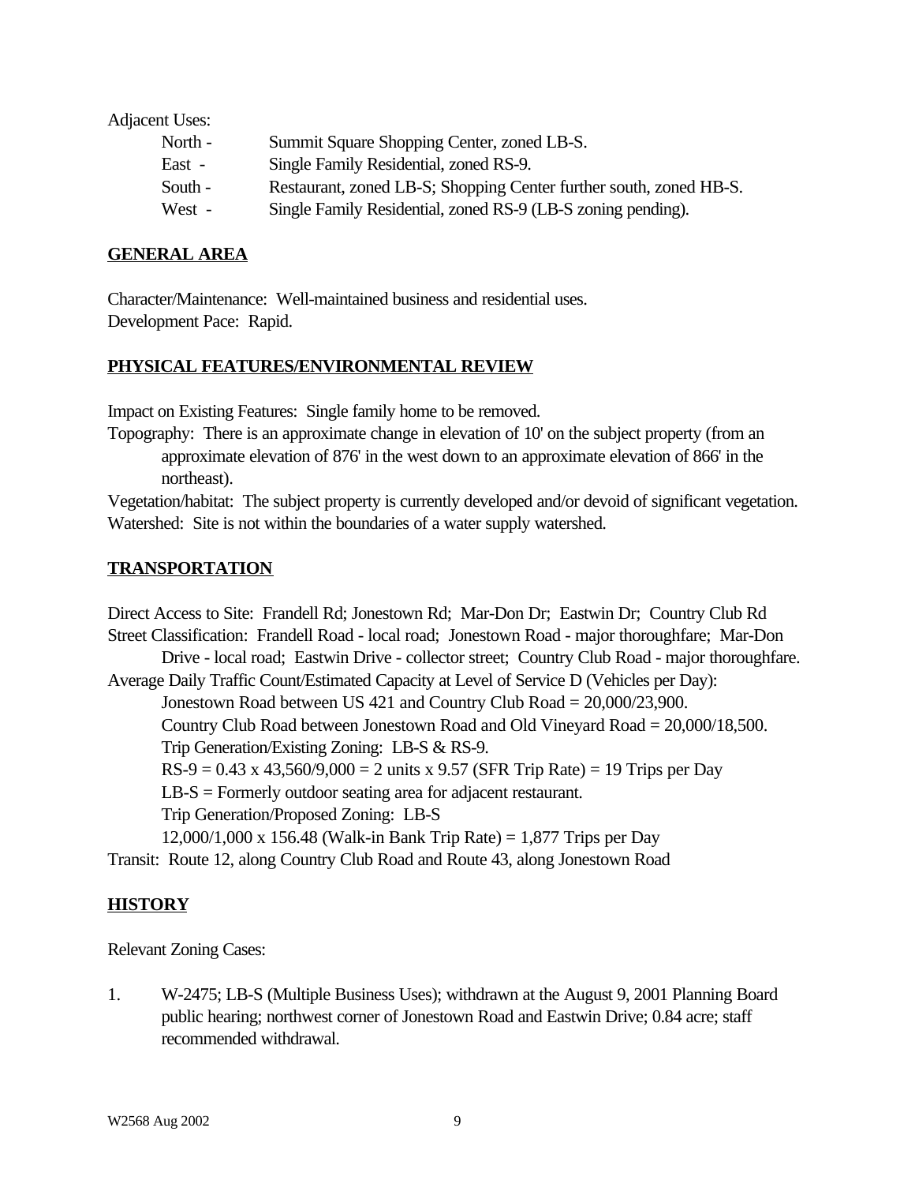Adjacent Uses:

- North - Summit Square Shopping Center, zoned LB-S.
- East - Single Family Residential, zoned RS-9.
- South - Restaurant, zoned LB-S; Shopping Center further south, zoned HB-S.
- West - Single Family Residential, zoned RS-9 (LB-S zoning pending).

## GENERAL AREA

Character/Maintenance: Well-maintained business and residential uses.
Development Pace: Rapid.

## PHYSICAL FEATURES/ENVIRONMENTAL REVIEW

Impact on Existing Features: Single family home to be removed.
Topography: There is an approximate change in elevation of 10' on the subject property (from an approximate elevation of 876' in the west down to an approximate elevation of 866' in the northeast).
Vegetation/habitat: The subject property is currently developed and/or devoid of significant vegetation.
Watershed: Site is not within the boundaries of a water supply watershed.

## TRANSPORTATION

Direct Access to Site: Frandell Rd; Jonestown Rd; Mar-Don Dr; Eastwin Dr; Country Club Rd
Street Classification: Frandell Road - local road; Jonestown Road - major thoroughfare; Mar-Don Drive - local road; Eastwin Drive - collector street; Country Club Road - major thoroughfare.
Average Daily Traffic Count/Estimated Capacity at Level of Service D (Vehicles per Day):

Jonestown Road between US 421 and Country Club Road = 20,000/23,900.
Country Club Road between Jonestown Road and Old Vineyard Road = 20,000/18,500.
Trip Generation/Existing Zoning: LB-S & RS-9.
RS-9 = 0.43 x 43,560/9,000 = 2 units x 9.57 (SFR Trip Rate) = 19 Trips per Day
LB-S = Formerly outdoor seating area for adjacent restaurant.
Trip Generation/Proposed Zoning: LB-S
12,000/1,000 x 156.48 (Walk-in Bank Trip Rate) = 1,877 Trips per Day

Transit: Route 12, along Country Club Road and Route 43, along Jonestown Road

## HISTORY

Relevant Zoning Cases:

1. W-2475; LB-S (Multiple Business Uses); withdrawn at the August 9, 2001 Planning Board public hearing; northwest corner of Jonestown Road and Eastwin Drive; 0.84 acre; staff recommended withdrawal.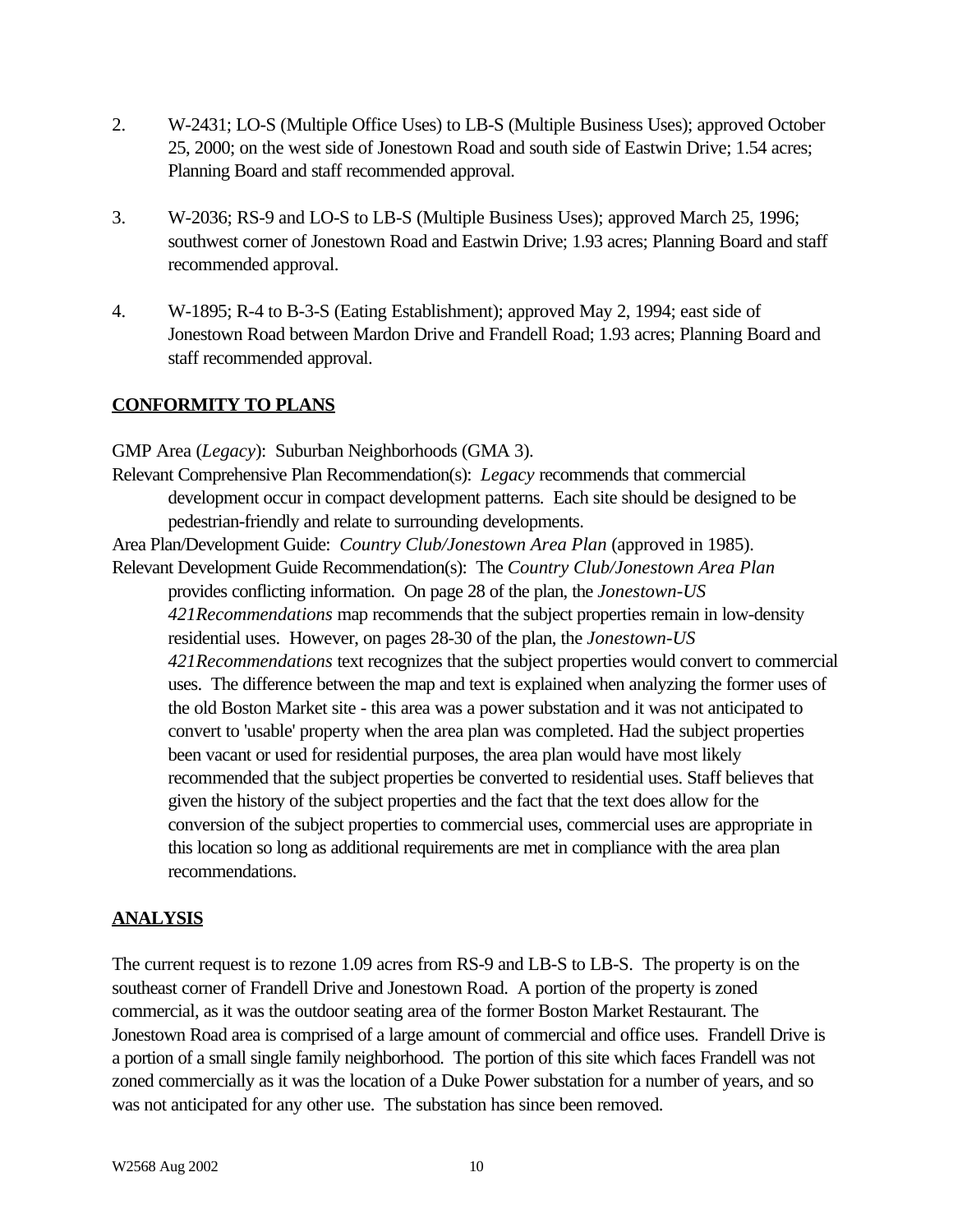2. W-2431; LO-S (Multiple Office Uses) to LB-S (Multiple Business Uses); approved October 25, 2000; on the west side of Jonestown Road and south side of Eastwin Drive; 1.54 acres; Planning Board and staff recommended approval.

3. W-2036; RS-9 and LO-S to LB-S (Multiple Business Uses); approved March 25, 1996; southwest corner of Jonestown Road and Eastwin Drive; 1.93 acres; Planning Board and staff recommended approval.

4. W-1895; R-4 to B-3-S (Eating Establishment); approved May 2, 1994; east side of Jonestown Road between Mardon Drive and Frandell Road; 1.93 acres; Planning Board and staff recommended approval.

## CONFORMITY TO PLANS

GMP Area (*Legacy*): Suburban Neighborhoods (GMA 3).

Relevant Comprehensive Plan Recommendation(s): *Legacy* recommends that commercial development occur in compact development patterns. Each site should be designed to be pedestrian-friendly and relate to surrounding developments.

Area Plan/Development Guide: *Country Club/Jonestown Area Plan* (approved in 1985).

Relevant Development Guide Recommendation(s): The *Country Club/Jonestown Area Plan* provides conflicting information. On page 28 of the plan, the *Jonestown-US 421Recommendations* map recommends that the subject properties remain in low-density residential uses. However, on pages 28-30 of the plan, the *Jonestown-US 421Recommendations* text recognizes that the subject properties would convert to commercial uses. The difference between the map and text is explained when analyzing the former uses of the old Boston Market site - this area was a power substation and it was not anticipated to convert to 'usable' property when the area plan was completed. Had the subject properties been vacant or used for residential purposes, the area plan would have most likely recommended that the subject properties be converted to residential uses. Staff believes that given the history of the subject properties and the fact that the text does allow for the conversion of the subject properties to commercial uses, commercial uses are appropriate in this location so long as additional requirements are met in compliance with the area plan recommendations.

## ANALYSIS

The current request is to rezone 1.09 acres from RS-9 and LB-S to LB-S. The property is on the southeast corner of Frandell Drive and Jonestown Road. A portion of the property is zoned commercial, as it was the outdoor seating area of the former Boston Market Restaurant. The Jonestown Road area is comprised of a large amount of commercial and office uses. Frandell Drive is a portion of a small single family neighborhood. The portion of this site which faces Frandell was not zoned commercially as it was the location of a Duke Power substation for a number of years, and so was not anticipated for any other use. The substation has since been removed.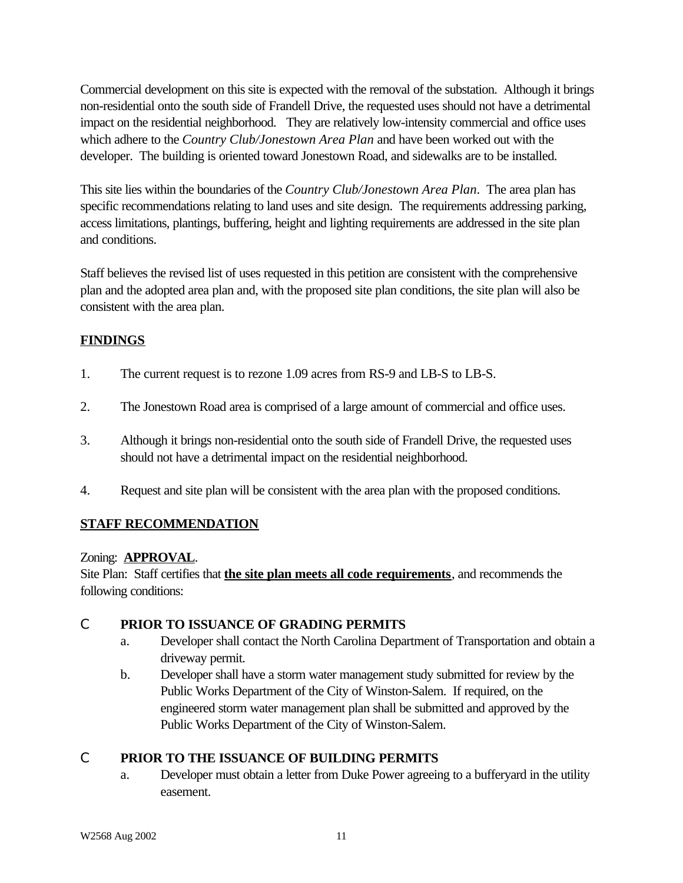Commercial development on this site is expected with the removal of the substation. Although it brings non-residential onto the south side of Frandell Drive, the requested uses should not have a detrimental impact on the residential neighborhood. They are relatively low-intensity commercial and office uses which adhere to the *Country Club/Jonestown Area Plan* and have been worked out with the developer. The building is oriented toward Jonestown Road, and sidewalks are to be installed.

This site lies within the boundaries of the *Country Club/Jonestown Area Plan*. The area plan has specific recommendations relating to land uses and site design. The requirements addressing parking, access limitations, plantings, buffering, height and lighting requirements are addressed in the site plan and conditions.

Staff believes the revised list of uses requested in this petition are consistent with the comprehensive plan and the adopted area plan and, with the proposed site plan conditions, the site plan will also be consistent with the area plan.

## FINDINGS

1. The current request is to rezone 1.09 acres from RS-9 and LB-S to LB-S.
2. The Jonestown Road area is comprised of a large amount of commercial and office uses.
3. Although it brings non-residential onto the south side of Frandell Drive, the requested uses should not have a detrimental impact on the residential neighborhood.
4. Request and site plan will be consistent with the area plan with the proposed conditions.

## STAFF RECOMMENDATION

Zoning: **APPROVAL**.
Site Plan: Staff certifies that **the site plan meets all code requirements**, and recommends the following conditions:

- **PRIOR TO ISSUANCE OF GRADING PERMITS**
  - a. Developer shall contact the North Carolina Department of Transportation and obtain a driveway permit.
  - b. Developer shall have a storm water management study submitted for review by the Public Works Department of the City of Winston-Salem. If required, on the engineered storm water management plan shall be submitted and approved by the Public Works Department of the City of Winston-Salem.

- **PRIOR TO THE ISSUANCE OF BUILDING PERMITS**
  - a. Developer must obtain a letter from Duke Power agreeing to a bufferyard in the utility easement.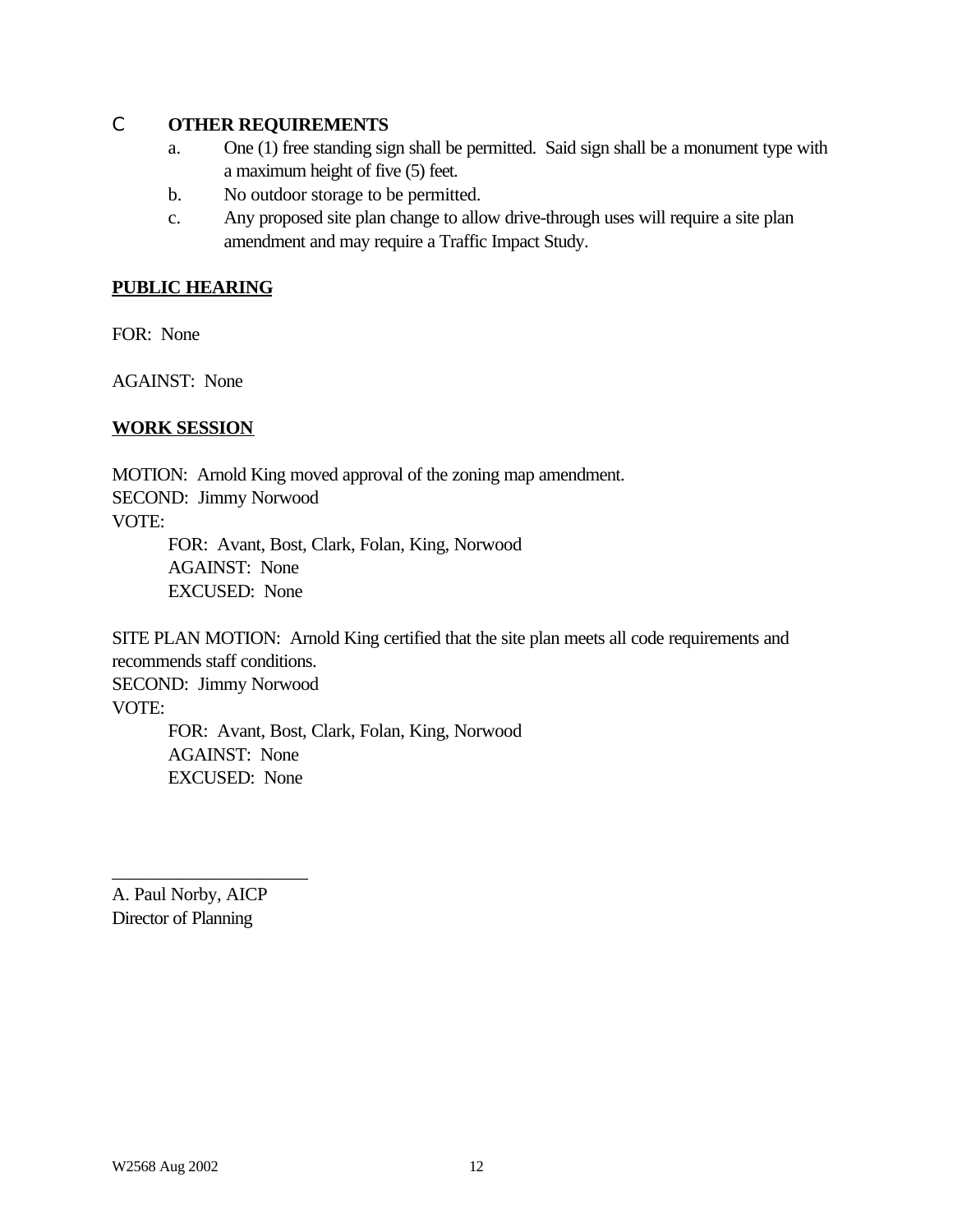## C OTHER REQUIREMENTS

a. One (1) free standing sign shall be permitted. Said sign shall be a monument type with a maximum height of five (5) feet.

b. No outdoor storage to be permitted.

c. Any proposed site plan change to allow drive-through uses will require a site plan amendment and may require a Traffic Impact Study.

**PUBLIC HEARING**

FOR: None

AGAINST: None

**WORK SESSION**

MOTION: Arnold King moved approval of the zoning map amendment.
SECOND: Jimmy Norwood
VOTE:

FOR: Avant, Bost, Clark, Folan, King, Norwood
AGAINST: None
EXCUSED: None

SITE PLAN MOTION: Arnold King certified that the site plan meets all code requirements and recommends staff conditions.
SECOND: Jimmy Norwood
VOTE:

FOR: Avant, Bost, Clark, Folan, King, Norwood
AGAINST: None
EXCUSED: None

______________________
A. Paul Norby, AICP
Director of Planning